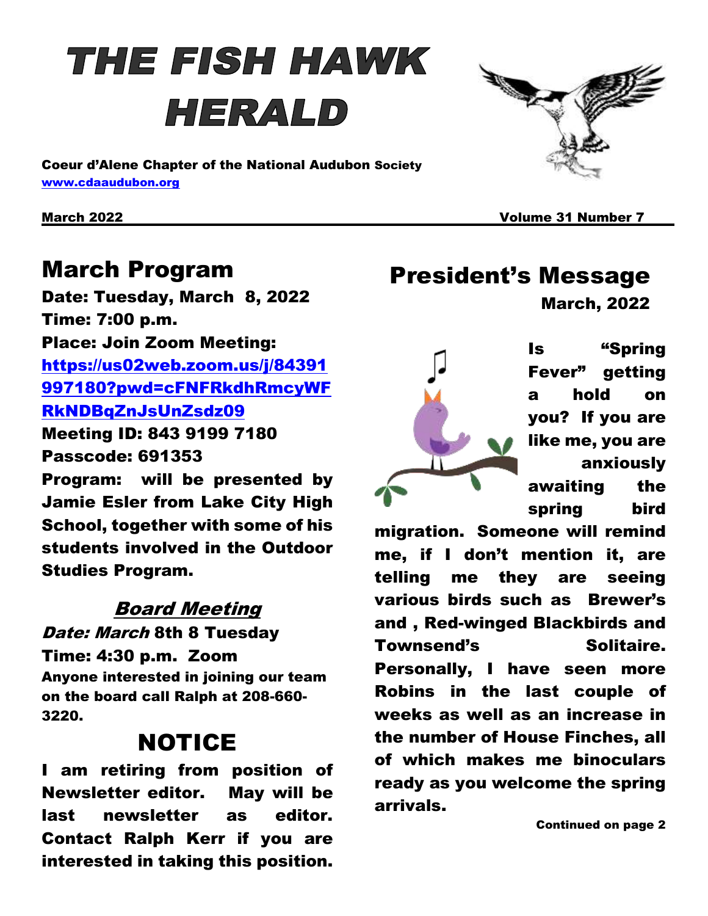# THE FISH HAWK HERALD

**Coeur d'Alene Chapter of the National Audubon Society**
**www.cdaaudubon.org**

**March 2022** **Volume 31 Number 7**

## March Program

**Date: Tuesday, March 8, 2022**
**Time: 7:00 p.m.**
**Place: Join Zoom Meeting:**
**https://us02web.zoom.us/j/84391997180?pwd=cFNFRkdhRmcyWFRkNDBqZnJsUnZsdz09**
**Meeting ID: 843 9199 7180**
**Passcode: 691353**
**Program: will be presented by Jamie Esler from Lake City High School, together with some of his students involved in the Outdoor Studies Program.**

### *Board Meeting*

***Date: March* 8th 8 Tuesday**
**Time: 4:30 p.m. Zoom**
**Anyone interested in joining our team on the board call Ralph at 208-660-3220.**

## NOTICE

**I am retiring from position of Newsletter editor. May will be last newsletter as editor. Contact Ralph Kerr if you are interested in taking this position.**

## President's Message

**March, 2022**

**Is "Spring Fever" getting a hold on you? If you are like me, you are anxiously awaiting the spring bird migration. Someone will remind me, if I don't mention it, are telling me they are seeing various birds such as Brewer's and , Red-winged Blackbirds and Townsend's Solitaire. Personally, I have seen more Robins in the last couple of weeks as well as an increase in the number of House Finches, all of which makes me binoculars ready as you welcome the spring arrivals.**

**Continued on page 2**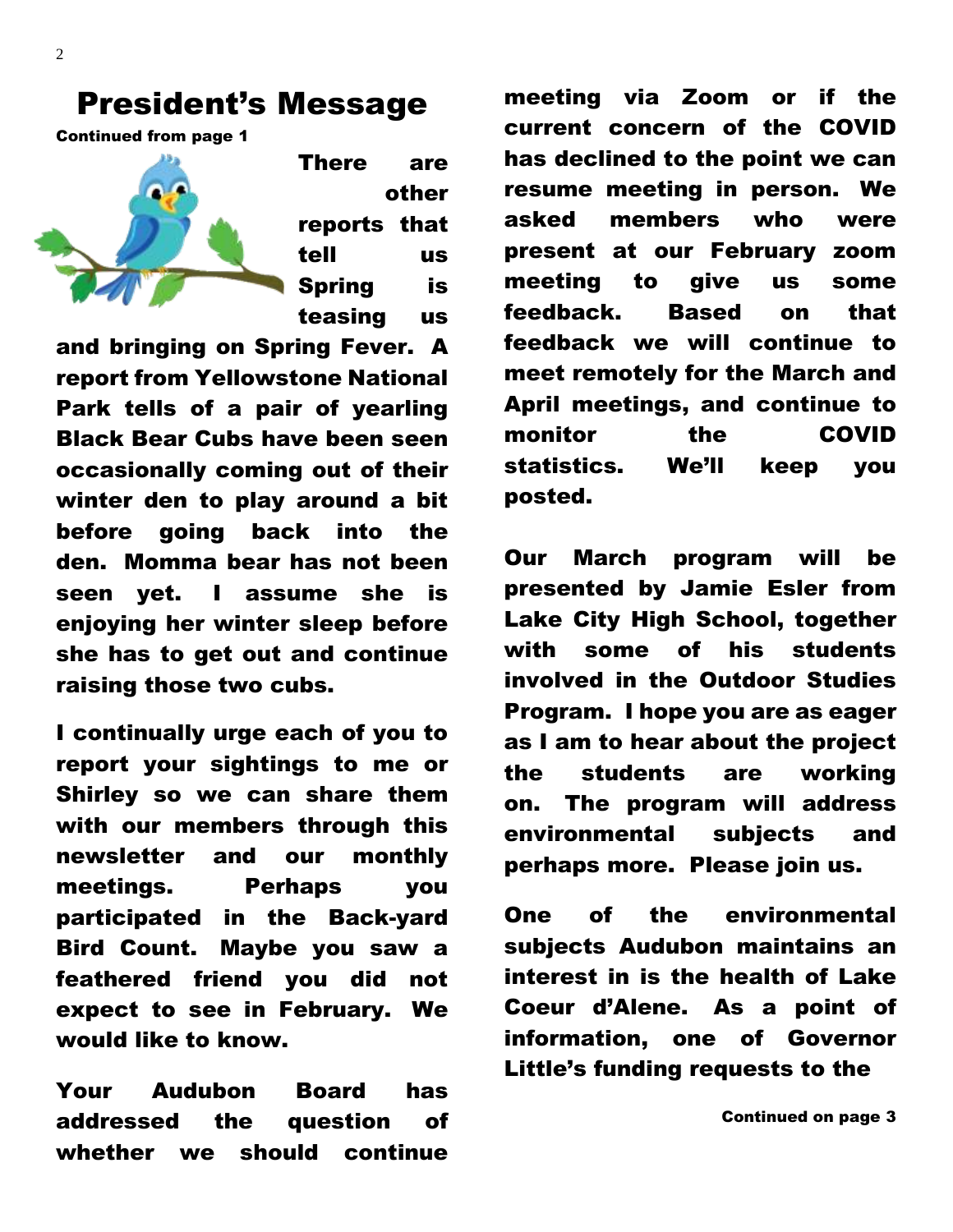# President's Message

**Continued from page 1**

There are other reports that tell us Spring is teasing us and bringing on Spring Fever. A report from Yellowstone National Park tells of a pair of yearling Black Bear Cubs have been seen occasionally coming out of their winter den to play around a bit before going back into the den. Momma bear has not been seen yet. I assume she is enjoying her winter sleep before she has to get out and continue raising those two cubs.

I continually urge each of you to report your sightings to me or Shirley so we can share them with our members through this newsletter and our monthly meetings. Perhaps you participated in the Back-yard Bird Count. Maybe you saw a feathered friend you did not expect to see in February. We would like to know.

Your Audubon Board has addressed the question of whether we should continue meeting via Zoom or if the current concern of the COVID has declined to the point we can resume meeting in person. We asked members who were present at our February zoom meeting to give us some feedback. Based on that feedback we will continue to meet remotely for the March and April meetings, and continue to monitor the COVID statistics. We'll keep you posted.

Our March program will be presented by Jamie Esler from Lake City High School, together with some of his students involved in the Outdoor Studies Program. I hope you are as eager as I am to hear about the project the students are working on. The program will address environmental subjects and perhaps more. Please join us.

One of the environmental subjects Audubon maintains an interest in is the health of Lake Coeur d'Alene. As a point of information, one of Governor Little's funding requests to the

**Continued on page 3**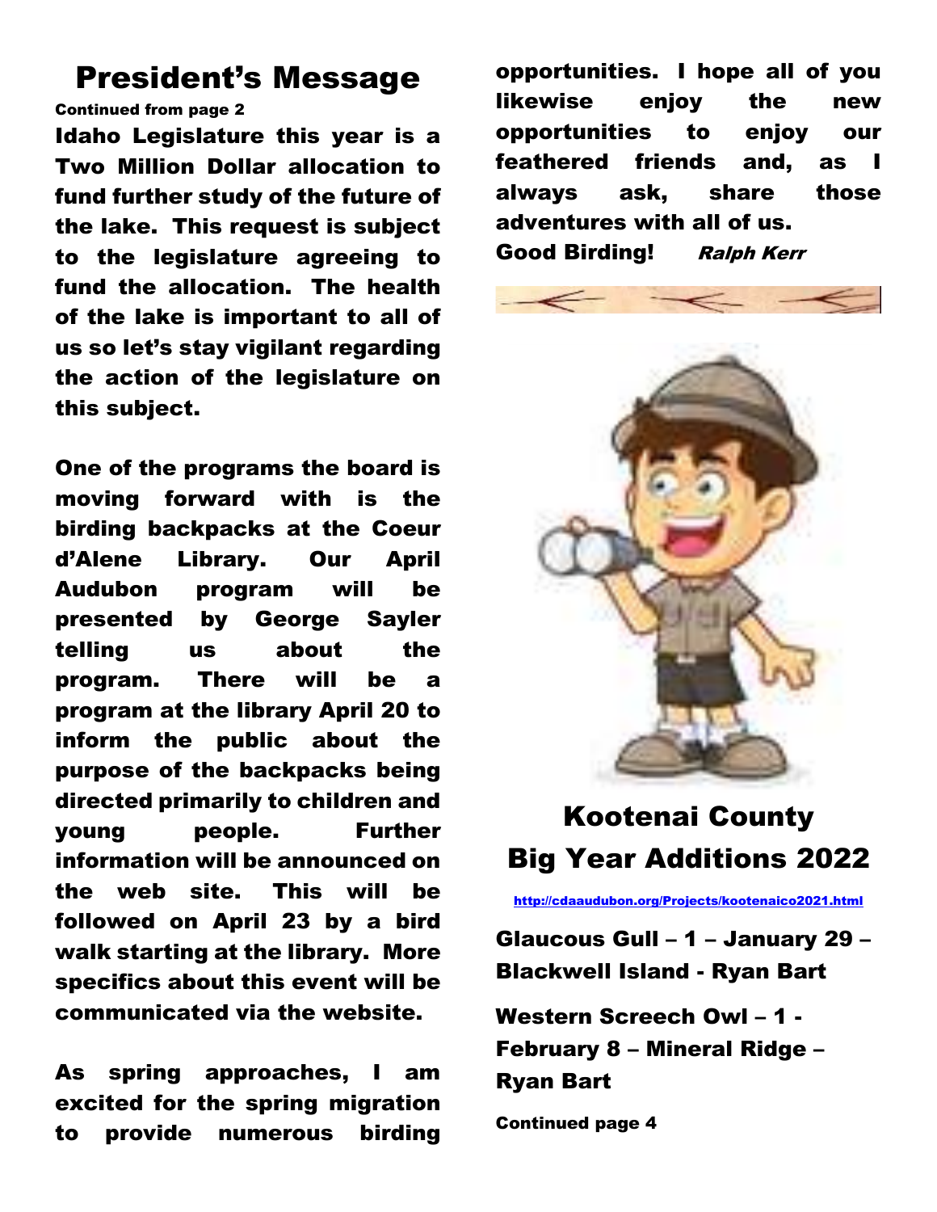## President's Message

**Continued from page 2**

**Idaho Legislature this year is a Two Million Dollar allocation to fund further study of the future of the lake. This request is subject to the legislature agreeing to fund the allocation. The health of the lake is important to all of us so let's stay vigilant regarding the action of the legislature on this subject.**

**One of the programs the board is moving forward with is the birding backpacks at the Coeur d'Alene Library. Our April Audubon program will be presented by George Sayler telling us about the program. There will be a program at the library April 20 to inform the public about the purpose of the backpacks being directed primarily to children and young people. Further information will be announced on the web site. This will be followed on April 23 by a bird walk starting at the library. More specifics about this event will be communicated via the website.**

**As spring approaches, I am excited for the spring migration to provide numerous birding opportunities. I hope all of you likewise enjoy the new opportunities to enjoy our feathered friends and, as I always ask, share those adventures with all of us.**

**Good Birding!** ***Ralph Kerr***

## Kootenai County Big Year Additions 2022

http://cdaaudubon.org/Projects/kootenaico2021.html

**Glaucous Gull – 1 – January 29 – Blackwell Island - Ryan Bart**

**Western Screech Owl – 1 - February 8 – Mineral Ridge – Ryan Bart**

**Continued page 4**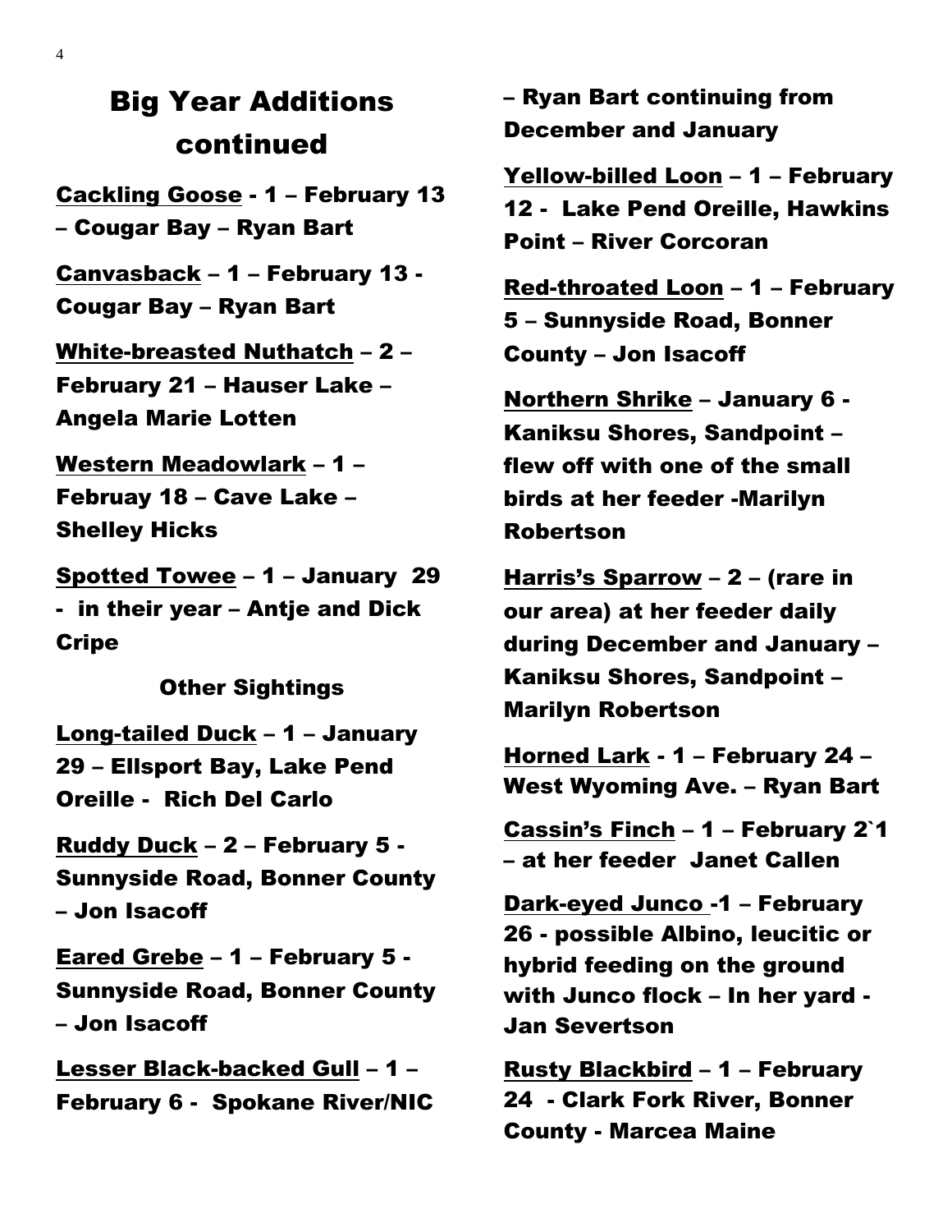## Big Year Additions continued

<u>Cackling Goose</u> - 1 – February 13 – Cougar Bay – Ryan Bart

<u>Canvasback</u> – 1 – February 13 - Cougar Bay – Ryan Bart

<u>White-breasted Nuthatch</u> – 2 – February 21 – Hauser Lake – Angela Marie Lotten

<u>Western Meadowlark</u> – 1 – Februay 18 – Cave Lake – Shelley Hicks

<u>Spotted Towee</u> – 1 – January 29 - in their year – Antje and Dick Cripe

### Other Sightings

<u>Long-tailed Duck</u> – 1 – January 29 – Ellsport Bay, Lake Pend Oreille - Rich Del Carlo

<u>Ruddy Duck</u> – 2 – February 5 - Sunnyside Road, Bonner County – Jon Isacoff

<u>Eared Grebe</u> – 1 – February 5 - Sunnyside Road, Bonner County – Jon Isacoff

<u>Lesser Black-backed Gull</u> – 1 – February 6 - Spokane River/NIC – Ryan Bart continuing from December and January

<u>Yellow-billed Loon</u> – 1 – February 12 - Lake Pend Oreille, Hawkins Point – River Corcoran

<u>Red-throated Loon</u> – 1 – February 5 – Sunnyside Road, Bonner County – Jon Isacoff

<u>Northern Shrike</u> – January 6 - Kaniksu Shores, Sandpoint – flew off with one of the small birds at her feeder -Marilyn Robertson

<u>Harris's Sparrow</u> – 2 – (rare in our area) at her feeder daily during December and January – Kaniksu Shores, Sandpoint – Marilyn Robertson

<u>Horned Lark</u> - 1 – February 24 – West Wyoming Ave. – Ryan Bart

<u>Cassin's Finch</u> – 1 – February 2`1 – at her feeder Janet Callen

<u>Dark-eyed Junco</u> -1 – February 26 - possible Albino, leucitic or hybrid feeding on the ground with Junco flock – In her yard - Jan Severtson

<u>Rusty Blackbird</u> – 1 – February 24 - Clark Fork River, Bonner County - Marcea Maine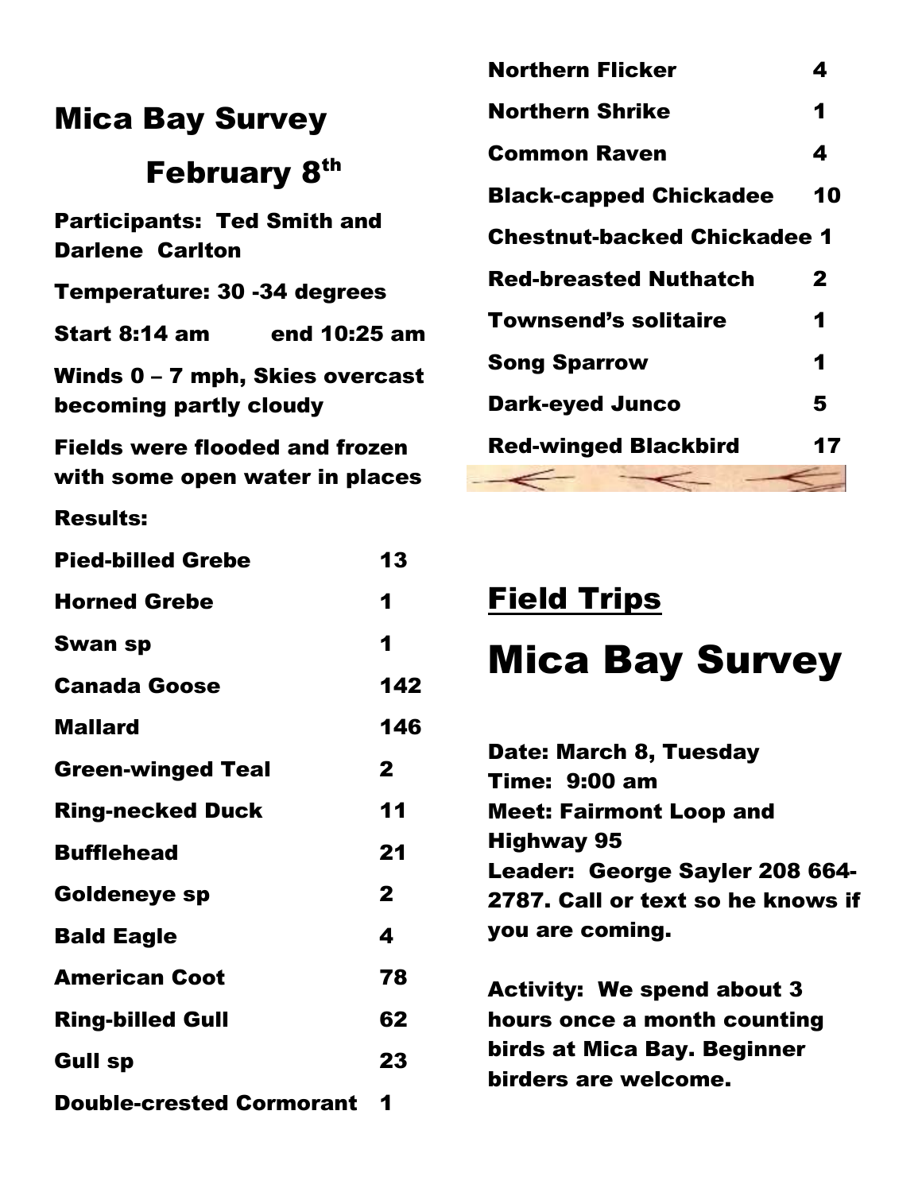## Mica Bay Survey

## February 8th

**Participants: Ted Smith and Darlene Carlton**

**Temperature: 30 -34 degrees**

**Start 8:14 am end 10:25 am**

**Winds 0 – 7 mph, Skies overcast becoming partly cloudy**

**Fields were flooded and frozen with some open water in places**

**Results:**

| Species | Count |
|---|---|
| Pied-billed Grebe | 13 |
| Horned Grebe | 1 |
| Swan sp | 1 |
| Canada Goose | 142 |
| Mallard | 146 |
| Green-winged Teal | 2 |
| Ring-necked Duck | 11 |
| Bufflehead | 21 |
| Goldeneye sp | 2 |
| Bald Eagle | 4 |
| American Coot | 78 |
| Ring-billed Gull | 62 |
| Gull sp | 23 |
| Double-crested Cormorant | 1 |
| Northern Flicker | 4 |
| Northern Shrike | 1 |
| Common Raven | 4 |
| Black-capped Chickadee | 10 |
| Chestnut-backed Chickadee | 1 |
| Red-breasted Nuthatch | 2 |
| Townsend's solitaire | 1 |
| Song Sparrow | 1 |
| Dark-eyed Junco | 5 |
| Red-winged Blackbird | 17 |

## Field Trips

# Mica Bay Survey

**Date: March 8, Tuesday**
**Time: 9:00 am**
**Meet: Fairmont Loop and Highway 95**
**Leader: George Sayler 208 664-2787. Call or text so he knows if you are coming.**

**Activity: We spend about 3 hours once a month counting birds at Mica Bay. Beginner birders are welcome.**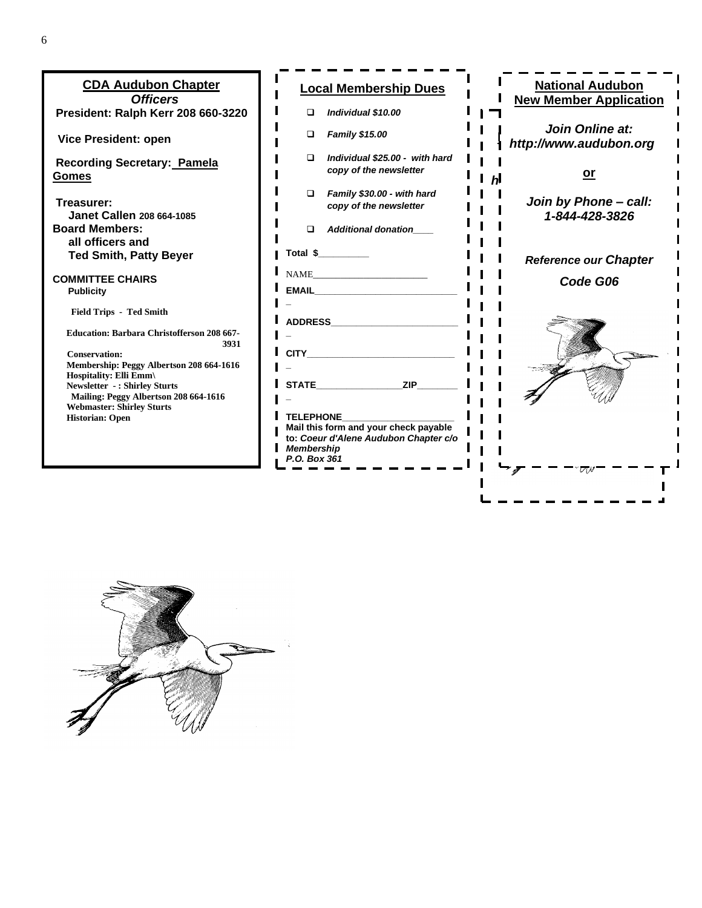## CDA Audubon Chapter
### *Officers*

**President: Ralph Kerr 208 660-3220**

**Vice President: open**

**Recording Secretary: Pamela Gomes**

**Treasurer:**
**Janet Callen 208 664-1085**

**Board Members:**
**all officers and**
**Ted Smith, Patty Beyer**

**COMMITTEE CHAIRS**

**Publicity**

**Field Trips - Ted Smith**

**Education: Barbara Christofferson 208 667-3931**

**Conservation:**

**Membership: Peggy Albertson 208 664-1616**

**Hospitality: Elli Emm\**

**Newsletter - : Shirley Sturts**

**Mailing: Peggy Albertson 208 664-1616**

**Webmaster: Shirley Sturts**

**Historian: Open**

## Local Membership Dues

- ❑ ***Individual $10.00***
- ❑ ***Family $15.00***
- ❑ ***Individual $25.00 - with hard copy of the newsletter***
- ❑ ***Family $30.00 - with hard copy of the newsletter***
- ❑ ***Additional donation____***

**Total $__________**

NAME_______________________

**EMAIL_____________________________**

**ADDRESS__________________________**

**CITY_____________________________**

**STATE_________________ZIP________**

**TELEPHONE______________________**

**Mail this form and your check payable to: *Coeur d'Alene Audubon Chapter c/o Membership***
***P.O. Box 361***

## National Audubon New Member Application

***Join Online at:***
***http://www.audubon.org***

**or**

***Join by Phone – call:***
***1-844-428-3826***

***Reference our Chapter Code G06***